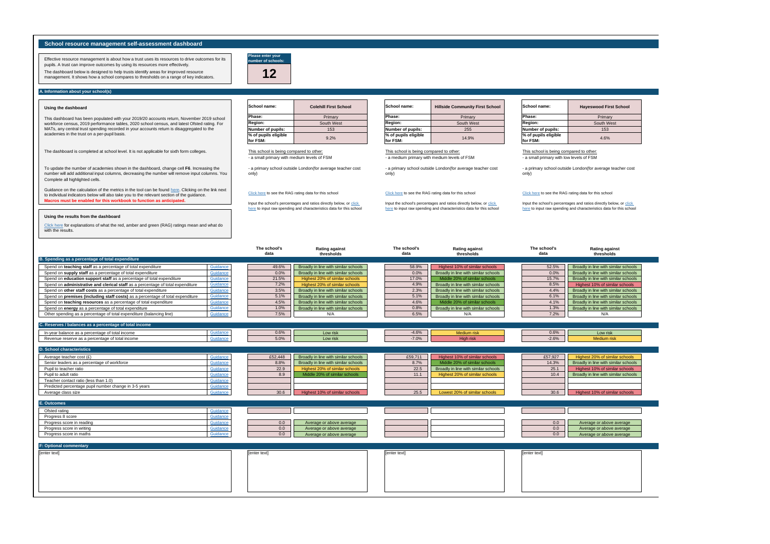# School resource management self-assessment dashboard

Effective resource management is about how a trust uses its resources to drive outcomes for its pupils. A trust can improve outcomes by using its resources more effectively.

The dashboard below is designed to help trusts identify areas for improved resource management. It shows how a school compares to thresholds on a range of key indicators.

**Please enter your number of schools:** **12**

## A. Information about your school(s)

### Using the dashboard

This dashboard has been populated with your 2019/20 accounts return, November 2019 school workforce census, 2019 performance tables, 2020 school census, and latest Ofsted rating. For MATs, any central trust spending recorded in your accounts return is disaggregated to the academies in the trust on a per-pupil basis.

The dashboard is completed at school level. It is not applicable for sixth form colleges.

To update the number of academies shown in the dashboard, change cell **F6**. Increasing the number will add additional input columns, decreasing the number will remove input columns. You Complete all highlighted cells.

Guidance on the calculation of the metrics in the tool can be found here. Clicking on the link next to individual indicators below will also take you to the relevant section of the guidance.
**Macros must be enabled for this workbook to function as anticipated.**

### Using the results from the dashboard

Click here for explanations of what the red, amber and green (RAG) ratings mean and what do with the results.

| School name: | Colehill First School |
|---|---|
| Phase: | Primary |
| Region: | South West |
| Number of pupils: | 153 |
| % of pupils eligible for FSM: | 9.2% |

This school is being compared to other:
- a small primary with medium levels of FSM
- a primary school outside London(for average teacher cost only)

Click here to see the RAG rating data for this school

Input the school's percentages and ratios directly below, or click here to input raw spending and characteristics data for this school

| School name: | Hillside Community First School |
|---|---|
| Phase: | Primary |
| Region: | South West |
| Number of pupils: | 255 |
| % of pupils eligible for FSM: | 14.9% |

This school is being compared to other:
- a medium primary with medium levels of FSM
- a primary school outside London(for average teacher cost only)

Click here to see the RAG rating data for this school

Input the school's percentages and ratios directly below, or click here to input raw spending and characteristics data for this school

| School name: | Hayeswood First School |
|---|---|
| Phase: | Primary |
| Region: | South West |
| Number of pupils: | 153 |
| % of pupils eligible for FSM: | 4.6% |

This school is being compared to other:
- a small primary with low levels of FSM
- a primary school outside London(for average teacher cost only)

Click here to see the RAG rating data for this school

Input the school's percentages and ratios directly below, or click here to input raw spending and characteristics data for this school

| Indicator | | Colehill: The school's data | Colehill: Rating against thresholds | Hillside: The school's data | Hillside: Rating against thresholds | Hayeswood: The school's data | Hayeswood: Rating against thresholds |
|---|---|---|---|---|---|---|---|
| **B. Spending as a percentage of total expenditure** | | | | | | | |
| Spend on **teaching staff** as a percentage of total expenditure | Guidance | 49.6% | Broadly in line with similar schools | 58.9% | Highest 10% of similar schools | 52.5% | Broadly in line with similar schools |
| Spend on **supply staff** as a percentage of total expenditure | Guidance | 0.0% | Broadly in line with similar schools | 0.0% | Broadly in line with similar schools | 0.0% | Broadly in line with similar schools |
| Spend on **education support staff** as a percentage of total expenditure | Guidance | 21.5% | Highest 20% of similar schools | 17.0% | Middle 20% of similar schools | 15.7% | Broadly in line with similar schools |
| Spend on **administrative and clerical staff** as a percentage of total expenditure | Guidance | 7.2% | Highest 20% of similar schools | 4.9% | Broadly in line with similar schools | 8.5% | Highest 10% of similar schools |
| Spend on **other staff costs** as a percentage of total expenditure | Guidance | 3.5% | Broadly in line with similar schools | 2.3% | Broadly in line with similar schools | 4.4% | Broadly in line with similar schools |
| Spend on **premises (including staff costs)** as a percentage of total expenditure | Guidance | 5.1% | Broadly in line with similar schools | 5.1% | Broadly in line with similar schools | 6.1% | Broadly in line with similar schools |
| Spend on **teaching resources** as a percentage of total expenditure | Guidance | 4.5% | Broadly in line with similar schools | 4.6% | Middle 20% of similar schools | 4.1% | Broadly in line with similar schools |
| Spend on **energy** as a percentage of total expenditure | Guidance | 1.0% | Broadly in line with similar schools | 0.8% | Broadly in line with similar schools | 1.3% | Broadly in line with similar schools |
| Other spending as a percentage of total expenditure (balancing line) | Guidance | 7.5% | N/A | 6.5% | N/A | 7.2% | N/A |
| **C. Reserves / balances as a percentage of total income** | | | | | | | |
| In-year balance as a percentage of total income | Guidance | 0.6% | Low risk | -4.6% | Medium risk | 0.6% | Low risk |
| Revenue reserve as a percentage of total income | Guidance | 5.0% | Low risk | -7.0% | High risk | -2.6% | Medium risk |
| **D. School characteristics** | | | | | | | |
| Average teacher cost (£) | Guidance | £52,448 | Broadly in line with similar schools | £59,711 | Highest 10% of similar schools | £57,927 | Highest 20% of similar schools |
| Senior leaders as a percentage of workforce | Guidance | 8.8% | Broadly in line with similar schools | 8.7% | Middle 20% of similar schools | 14.3% | Broadly in line with similar schools |
| Pupil to teacher ratio | Guidance | 22.9 | Highest 20% of similar schools | 22.5 | Broadly in line with similar schools | 25.1 | Highest 10% of similar schools |
| Pupil to adult ratio | Guidance | 8.9 | Middle 20% of similar schools | 11.1 | Highest 20% of similar schools | 10.4 | Broadly in line with similar schools |
| Teacher contact ratio (less than 1.0) | Guidance | | | | | | |
| Predicted percentage pupil number change in 3-5 years | Guidance | | | | | | |
| Average class size | Guidance | 30.6 | Highest 10% of similar schools | 25.5 | Lowest 20% of similar schools | 30.6 | Highest 10% of similar schools |
| **E. Outcomes** | | | | | | | |
| Ofsted rating | Guidance | | | | | | |
| Progress 8 score | Guidance | | | | | | |
| Progress score in reading | Guidance | 0.0 | Average or above average | | | 0.0 | Average or above average |
| Progress score in writing | Guidance | 0.0 | Average or above average | | | 0.0 | Average or above average |
| Progress score in maths | Guidance | 0.0 | Average or above average | | | 0.0 | Average or above average |

## F: Optional commentary

[enter text]

Colehill First School: [enter text]

Hillside Community First School: [enter text]

Hayeswood First School: [enter text]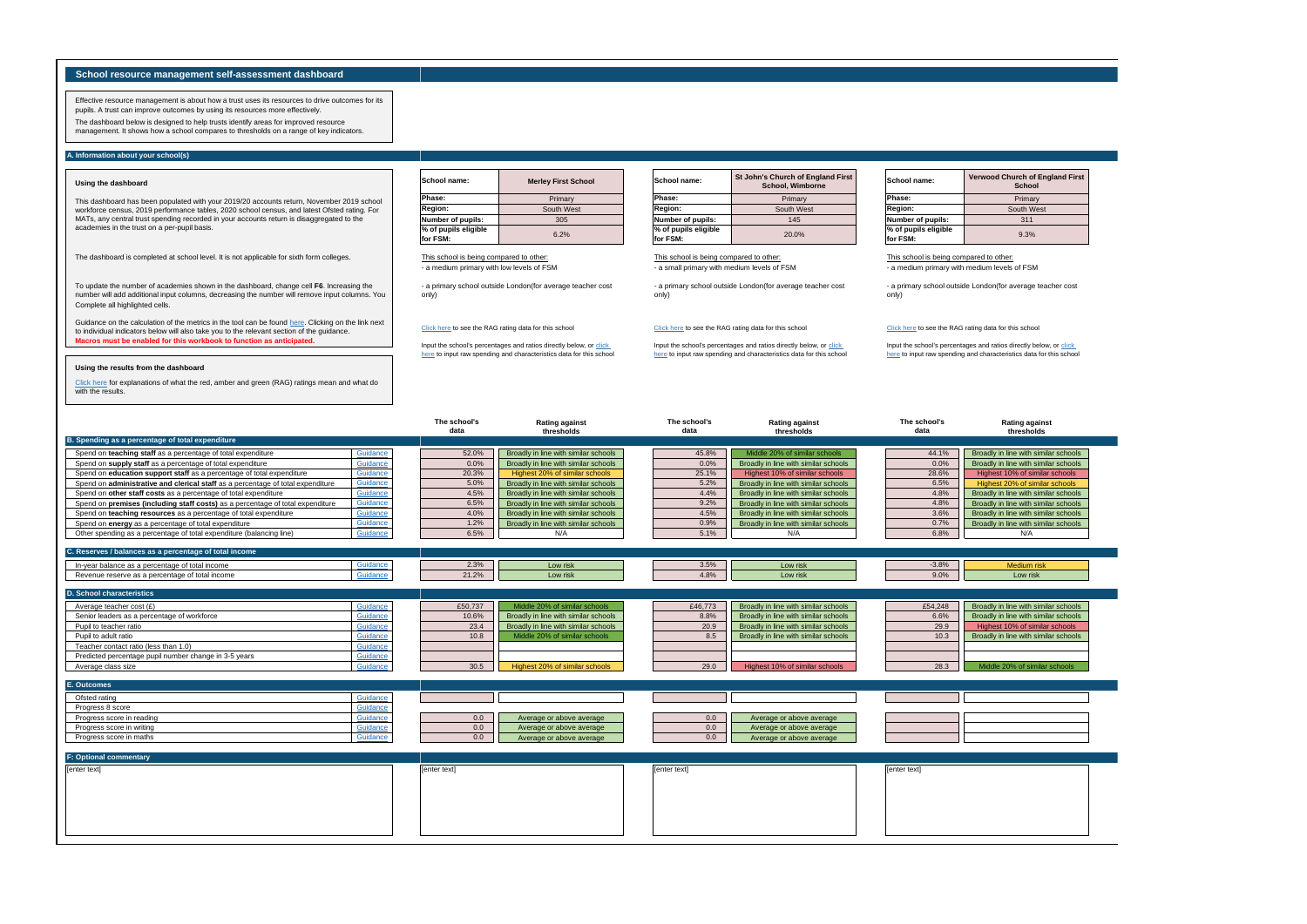## School resource management self-assessment dashboard

Effective resource management is about how a trust uses its resources to drive outcomes for its pupils. A trust can improve outcomes by using its resources more effectively.

The dashboard below is designed to help trusts identify areas for improved resource management. It shows how a school compares to thresholds on a range of key indicators.

### A. Information about your school(s)

**Using the dashboard**

This dashboard has been populated with your 2019/20 accounts return, November 2019 school workforce census, 2019 performance tables, 2020 school census, and latest Ofsted rating. For MATs, any central trust spending recorded in your accounts return is disaggregated to the academies in the trust on a per-pupil basis.

The dashboard is completed at school level. It is not applicable for sixth form colleges.

To update the number of academies shown in the dashboard, change cell F6. Increasing the number will add additional input columns, decreasing the number will remove input columns. You Complete all highlighted cells.

Guidance on the calculation of the metrics in the tool can be found here. Clicking on the link next to individual indicators below will also take you to the relevant section of the guidance.
**Macros must be enabled for this workbook to function as anticipated.**

**Using the results from the dashboard**

Click here for explanations of what the red, amber and green (RAG) ratings mean and what do with the results.

| School name: | Merley First School | St John's Church of England First School, Wimborne | Verwood Church of England First School |
|---|---|---|---|
| Phase: | Primary | Primary | Primary |
| Region: | South West | South West | South West |
| Number of pupils: | 305 | 145 | 311 |
| % of pupils eligible for FSM: | 6.2% | 20.0% | 9.3% |

**Merley First School**

This school is being compared to other:
- a medium primary with low levels of FSM

- a primary school outside London(for average teacher cost only)

Click here to see the RAG rating data for this school

Input the school's percentages and ratios directly below, or click here to input raw spending and characteristics data for this school

**St John's Church of England First School, Wimborne**

This school is being compared to other:
- a small primary with medium levels of FSM

- a primary school outside London(for average teacher cost only)

Click here to see the RAG rating data for this school

Input the school's percentages and ratios directly below, or click here to input raw spending and characteristics data for this school

**Verwood Church of England First School**

This school is being compared to other:
- a medium primary with medium levels of FSM

- a primary school outside London(for average teacher cost only)

Click here to see the RAG rating data for this school

Input the school's percentages and ratios directly below, or click here to input raw spending and characteristics data for this school

| Indicator | | Merley: The school's data | Merley: Rating against thresholds | St John's: The school's data | St John's: Rating against thresholds | Verwood: The school's data | Verwood: Rating against thresholds |
|---|---|---|---|---|---|---|---|
| **B. Spending as a percentage of total expenditure** | | | | | | | |
| Spend on **teaching staff** as a percentage of total expenditure | Guidance | 52.0% | Broadly in line with similar schools | 45.8% | Middle 20% of similar schools | 44.1% | Broadly in line with similar schools |
| Spend on **supply staff** as a percentage of total expenditure | Guidance | 0.0% | Broadly in line with similar schools | 0.0% | Broadly in line with similar schools | 0.0% | Broadly in line with similar schools |
| Spend on **education support staff** as a percentage of total expenditure | Guidance | 20.3% | Highest 20% of similar schools | 25.1% | Highest 10% of similar schools | 28.6% | Highest 10% of similar schools |
| Spend on **administrative and clerical staff** as a percentage of total expenditure | Guidance | 5.0% | Broadly in line with similar schools | 5.2% | Broadly in line with similar schools | 6.5% | Highest 20% of similar schools |
| Spend on **other staff costs** as a percentage of total expenditure | Guidance | 4.5% | Broadly in line with similar schools | 4.4% | Broadly in line with similar schools | 4.8% | Broadly in line with similar schools |
| Spend on **premises (including staff costs)** as a percentage of total expenditure | Guidance | 6.5% | Broadly in line with similar schools | 9.2% | Broadly in line with similar schools | 4.8% | Broadly in line with similar schools |
| Spend on **teaching resources** as a percentage of total expenditure | Guidance | 4.0% | Broadly in line with similar schools | 4.5% | Broadly in line with similar schools | 3.6% | Broadly in line with similar schools |
| Spend on **energy** as a percentage of total expenditure | Guidance | 1.2% | Broadly in line with similar schools | 0.9% | Broadly in line with similar schools | 0.7% | Broadly in line with similar schools |
| Other spending as a percentage of total expenditure (balancing line) | Guidance | 6.5% | N/A | 5.1% | N/A | 6.8% | N/A |
| **C. Reserves / balances as a percentage of total income** | | | | | | | |
| In-year balance as a percentage of total income | Guidance | 2.3% | Low risk | 3.5% | Low risk | -3.8% | Medium risk |
| Revenue reserve as a percentage of total income | Guidance | 21.2% | Low risk | 4.8% | Low risk | 9.0% | Low risk |
| **D. School characteristics** | | | | | | | |
| Average teacher cost (£) | Guidance | £50,737 | Middle 20% of similar schools | £46,773 | Broadly in line with similar schools | £54,248 | Broadly in line with similar schools |
| Senior leaders as a percentage of workforce | Guidance | 10.6% | Broadly in line with similar schools | 8.8% | Broadly in line with similar schools | 6.6% | Broadly in line with similar schools |
| Pupil to teacher ratio | Guidance | 23.4 | Broadly in line with similar schools | 20.9 | Broadly in line with similar schools | 29.9 | Highest 10% of similar schools |
| Pupil to adult ratio | Guidance | 10.8 | Middle 20% of similar schools | 8.5 | Broadly in line with similar schools | 10.3 | Broadly in line with similar schools |
| Teacher contact ratio (less than 1.0) | Guidance | | | | | | |
| Predicted percentage pupil number change in 3-5 years | Guidance | | | | | | |
| Average class size | Guidance | 30.5 | Highest 20% of similar schools | 29.0 | Highest 10% of similar schools | 28.3 | Middle 20% of similar schools |
| **E. Outcomes** | | | | | | | |
| Ofsted rating | Guidance | | | | | | |
| Progress 8 score | Guidance | | | | | | |
| Progress score in reading | Guidance | 0.0 | Average or above average | 0.0 | Average or above average | | |
| Progress score in writing | Guidance | 0.0 | Average or above average | 0.0 | Average or above average | | |
| Progress score in maths | Guidance | 0.0 | Average or above average | 0.0 | Average or above average | | |

### F: Optional commentary

| General | Merley First School | St John's Church of England First School, Wimborne | Verwood Church of England First School |
|---|---|---|---|
| [enter text] | [enter text] | [enter text] | [enter text] |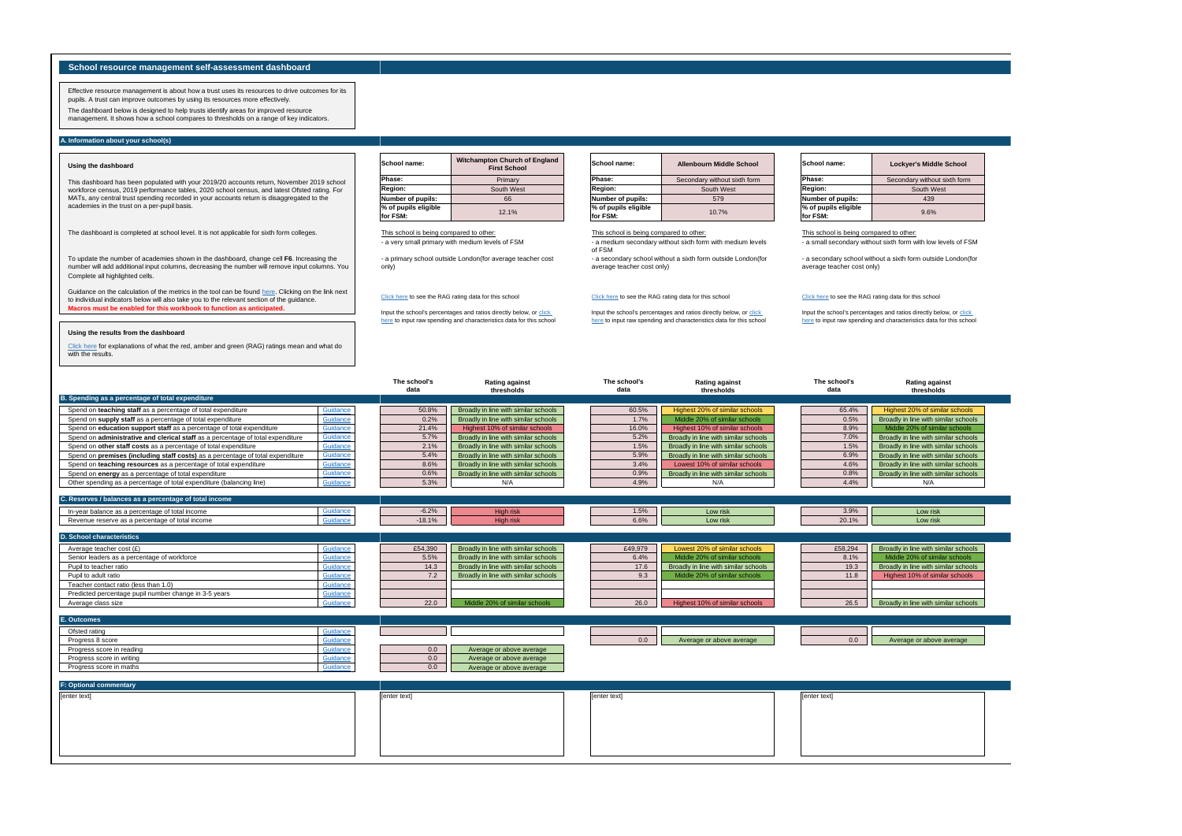# School resource management self-assessment dashboard

Effective resource management is about how a trust uses its resources to drive outcomes for its pupils. A trust can improve outcomes by using its resources more effectively.

The dashboard below is designed to help trusts identify areas for improved resource management. It shows how a school compares to thresholds on a range of key indicators.

## A. Information about your school(s)

### Using the dashboard

This dashboard has been populated with your 2019/20 accounts return, November 2019 school workforce census, 2019 performance tables, 2020 school census, and latest Ofsted rating. For MATs, any central trust spending recorded in your accounts return is disaggregated to the academies in the trust on a per-pupil basis.

The dashboard is completed at school level. It is not applicable for sixth form colleges.

To update the number of academies shown in the dashboard, change cell **F6**. Increasing the number will add additional input columns, decreasing the number will remove input columns. You Complete all highlighted cells.

Guidance on the calculation of the metrics in the tool can be found here. Clicking on the link next to individual indicators below will also take you to the relevant section of the guidance.

**Macros must be enabled for this workbook to function as anticipated.**

### Using the results from the dashboard

Click here for explanations of what the red, amber and green (RAG) ratings mean and what do with the results.

| School name: | Witchampton Church of England First School |
|---|---|
| Phase: | Primary |
| Region: | South West |
| Number of pupils: | 66 |
| % of pupils eligible for FSM: | 12.1% |

This school is being compared to other:
- a very small primary with medium levels of FSM
- a primary school outside London(for average teacher cost only)

Click here to see the RAG rating data for this school

Input the school's percentages and ratios directly below, or click here to input raw spending and characteristics data for this school

| School name: | Allenbourn Middle School |
|---|---|
| Phase: | Secondary without sixth form |
| Region: | South West |
| Number of pupils: | 579 |
| % of pupils eligible for FSM: | 10.7% |

This school is being compared to other:
- a medium secondary without sixth form with medium levels of FSM
- a secondary school without a sixth form outside London(for average teacher cost only)

Click here to see the RAG rating data for this school

Input the school's percentages and ratios directly below, or click here to input raw spending and characteristics data for this school

| School name: | Lockyer's Middle School |
|---|---|
| Phase: | Secondary without sixth form |
| Region: | South West |
| Number of pupils: | 439 |
| % of pupils eligible for FSM: | 9.6% |

This school is being compared to other:
- a small secondary without sixth form with low levels of FSM
- a secondary school without a sixth form outside London(for average teacher cost only)

Click here to see the RAG rating data for this school

Input the school's percentages and ratios directly below, or click here to input raw spending and characteristics data for this school

| | | The school's data | Rating against thresholds | The school's data | Rating against thresholds | The school's data | Rating against thresholds |
|---|---|---|---|---|---|---|---|
| **B. Spending as a percentage of total expenditure** | | | | | | | |
| Spend on **teaching staff** as a percentage of total expenditure | Guidance | 50.8% | Broadly in line with similar schools | 60.5% | Highest 20% of similar schools | 65.4% | Highest 20% of similar schools |
| Spend on **supply staff** as a percentage of total expenditure | Guidance | 0.2% | Broadly in line with similar schools | 1.7% | Middle 20% of similar schools | 0.5% | Broadly in line with similar schools |
| Spend on **education support staff** as a percentage of total expenditure | Guidance | 21.4% | Highest 10% of similar schools | 16.0% | Highest 10% of similar schools | 8.9% | Middle 20% of similar schools |
| Spend on **administrative and clerical staff** as a percentage of total expenditure | Guidance | 5.7% | Broadly in line with similar schools | 5.2% | Broadly in line with similar schools | 7.0% | Broadly in line with similar schools |
| Spend on **other staff costs** as a percentage of total expenditure | Guidance | 2.1% | Broadly in line with similar schools | 1.5% | Broadly in line with similar schools | 1.5% | Broadly in line with similar schools |
| Spend on **premises (including staff costs)** as a percentage of total expenditure | Guidance | 5.4% | Broadly in line with similar schools | 5.9% | Broadly in line with similar schools | 6.9% | Broadly in line with similar schools |
| Spend on **teaching resources** as a percentage of total expenditure | Guidance | 8.6% | Broadly in line with similar schools | 3.4% | Lowest 10% of similar schools | 4.6% | Broadly in line with similar schools |
| Spend on **energy** as a percentage of total expenditure | Guidance | 0.6% | Broadly in line with similar schools | 0.9% | Broadly in line with similar schools | 0.8% | Broadly in line with similar schools |
| Other spending as a percentage of total expenditure (balancing line) | Guidance | 5.3% | N/A | 4.9% | N/A | 4.4% | N/A |
| **C. Reserves / balances as a percentage of total income** | | | | | | | |
| In-year balance as a percentage of total income | Guidance | -6.2% | High risk | 1.5% | Low risk | 3.9% | Low risk |
| Revenue reserve as a percentage of total income | Guidance | -18.1% | High risk | 6.6% | Low risk | 20.1% | Low risk |
| **D. School characteristics** | | | | | | | |
| Average teacher cost (£) | Guidance | £54,390 | Broadly in line with similar schools | £49,979 | Lowest 20% of similar schools | £58,294 | Broadly in line with similar schools |
| Senior leaders as a percentage of workforce | Guidance | 5.5% | Broadly in line with similar schools | 6.4% | Middle 20% of similar schools | 8.1% | Middle 20% of similar schools |
| Pupil to teacher ratio | Guidance | 14.3 | Broadly in line with similar schools | 17.6 | Broadly in line with similar schools | 19.3 | Broadly in line with similar schools |
| Pupil to adult ratio | Guidance | 7.2 | Broadly in line with similar schools | 9.3 | Middle 20% of similar schools | 11.8 | Highest 10% of similar schools |
| Teacher contact ratio (less than 1.0) | Guidance | | | | | | |
| Predicted percentage pupil number change in 3-5 years | Guidance | | | | | | |
| Average class size | Guidance | 22.0 | Middle 20% of similar schools | 26.0 | Highest 10% of similar schools | 26.5 | Broadly in line with similar schools |
| **E. Outcomes** | | | | | | | |
| Ofsted rating | Guidance | | | | | | |
| Progress 8 score | Guidance | | | 0.0 | Average or above average | 0.0 | Average or above average |
| Progress score in reading | Guidance | 0.0 | Average or above average | | | | |
| Progress score in writing | Guidance | 0.0 | Average or above average | | | | |
| Progress score in maths | Guidance | 0.0 | Average or above average | | | | |

## F: Optional commentary

| | | | |
|---|---|---|---|
| [enter text] | [enter text] | [enter text] | [enter text] |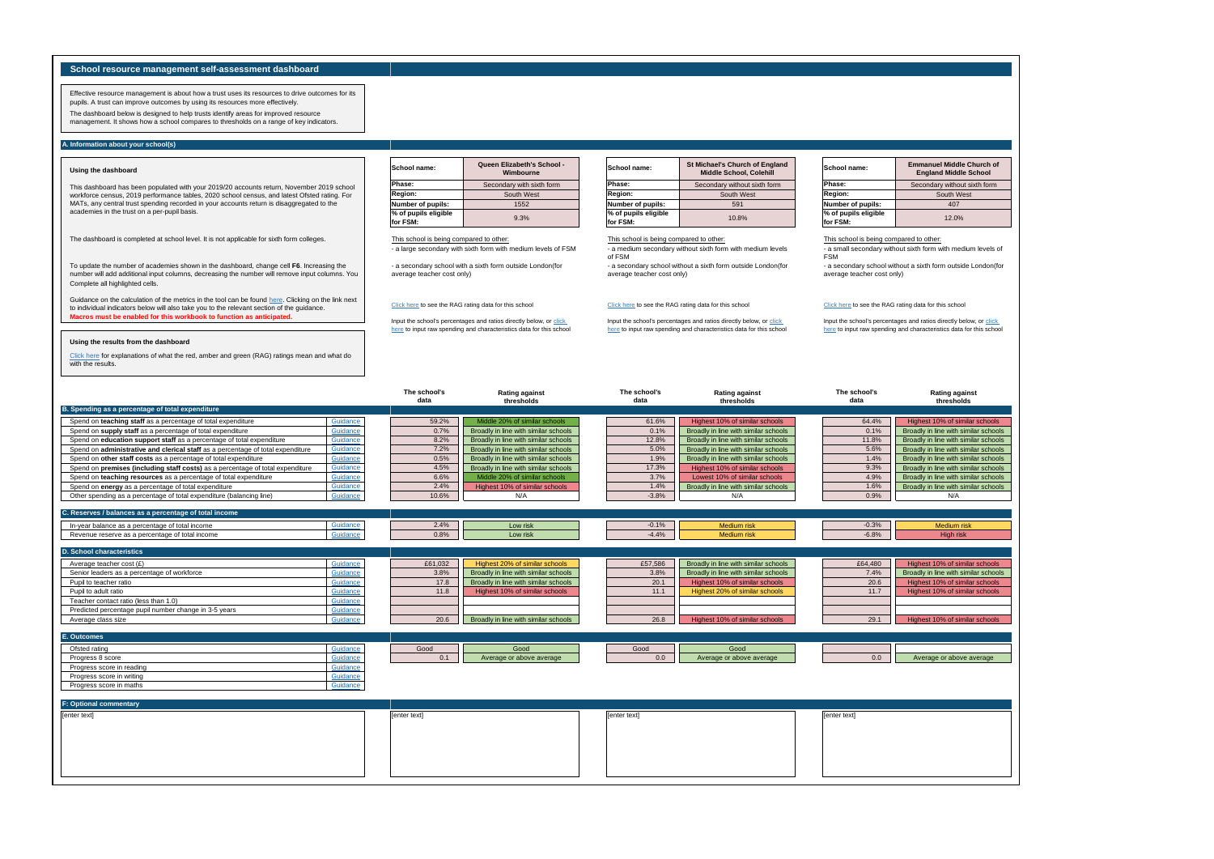# School resource management self-assessment dashboard

Effective resource management is about how a trust uses its resources to drive outcomes for its pupils. A trust can improve outcomes by using its resources more effectively.

The dashboard below is designed to help trusts identify areas for improved resource management. It shows how a school compares to thresholds on a range of key indicators.

## A. Information about your school(s)

### Using the dashboard

This dashboard has been populated with your 2019/20 accounts return, November 2019 school workforce census, 2019 performance tables, 2020 school census, and latest Ofsted rating. For MATs, any central trust spending recorded in your accounts return is disaggregated to the academies in the trust on a per-pupil basis.

The dashboard is completed at school level. It is not applicable for sixth form colleges.

To update the number of academies shown in the dashboard, change cell **F6**. Increasing the number will add additional input columns, decreasing the number will remove input columns. You Complete all highlighted cells.

Guidance on the calculation of the metrics in the tool can be found here. Clicking on the link next to individual indicators below will also take you to the relevant section of the guidance.

**Macros must be enabled for this workbook to function as anticipated.**

### Using the results from the dashboard

Click here for explanations of what the red, amber and green (RAG) ratings mean and what do with the results.

| School name: | Queen Elizabeth's School - Wimbourne |
|---|---|
| Phase: | Secondary with sixth form |
| Region: | South West |
| Number of pupils: | 1552 |
| % of pupils eligible for FSM: | 9.3% |

This school is being compared to other:
- a large secondary with sixth form with medium levels of FSM
- a secondary school with a sixth form outside London(for average teacher cost only)

Click here to see the RAG rating data for this school

Input the school's percentages and ratios directly below, or click here to input raw spending and characteristics data for this school

| School name: | St Michael's Church of England Middle School, Colehill |
|---|---|
| Phase: | Secondary without sixth form |
| Region: | South West |
| Number of pupils: | 591 |
| % of pupils eligible for FSM: | 10.8% |

This school is being compared to other:
- a medium secondary without sixth form with medium levels of FSM
- a secondary school without a sixth form outside London(for average teacher cost only)

Click here to see the RAG rating data for this school

Input the school's percentages and ratios directly below, or click here to input raw spending and characteristics data for this school

| School name: | Emmanuel Middle Church of England Middle School |
|---|---|
| Phase: | Secondary without sixth form |
| Region: | South West |
| Number of pupils: | 407 |
| % of pupils eligible for FSM: | 12.0% |

This school is being compared to other:
- a small secondary without sixth form with medium levels of FSM
- a secondary school without a sixth form outside London(for average teacher cost only)

Click here to see the RAG rating data for this school

Input the school's percentages and ratios directly below, or click here to input raw spending and characteristics data for this school

| | | The school's data | Rating against thresholds | The school's data | Rating against thresholds | The school's data | Rating against thresholds |
|---|---|---|---|---|---|---|---|
| **B. Spending as a percentage of total expenditure** | | | | | | | |
| Spend on **teaching staff** as a percentage of total expenditure | Guidance | 59.2% | Middle 20% of similar schools | 61.6% | Highest 10% of similar schools | 64.4% | Highest 10% of similar schools |
| Spend on **supply staff** as a percentage of total expenditure | Guidance | 0.7% | Broadly in line with similar schools | 0.1% | Broadly in line with similar schools | 0.1% | Broadly in line with similar schools |
| Spend on **education support staff** as a percentage of total expenditure | Guidance | 8.2% | Broadly in line with similar schools | 12.8% | Broadly in line with similar schools | 11.8% | Broadly in line with similar schools |
| Spend on **administrative and clerical staff** as a percentage of total expenditure | Guidance | 7.2% | Broadly in line with similar schools | 5.0% | Broadly in line with similar schools | 5.6% | Broadly in line with similar schools |
| Spend on **other staff costs** as a percentage of total expenditure | Guidance | 0.5% | Broadly in line with similar schools | 1.9% | Broadly in line with similar schools | 1.4% | Broadly in line with similar schools |
| Spend on **premises (including staff costs)** as a percentage of total expenditure | Guidance | 4.5% | Broadly in line with similar schools | 17.3% | Highest 10% of similar schools | 9.3% | Broadly in line with similar schools |
| Spend on **teaching resources** as a percentage of total expenditure | Guidance | 6.6% | Middle 20% of similar schools | 3.7% | Lowest 10% of similar schools | 4.9% | Broadly in line with similar schools |
| Spend on **energy** as a percentage of total expenditure | Guidance | 2.4% | Highest 10% of similar schools | 1.4% | Broadly in line with similar schools | 1.6% | Broadly in line with similar schools |
| Other spending as a percentage of total expenditure (balancing line) | Guidance | 10.6% | N/A | -3.8% | N/A | 0.9% | N/A |
| **C. Reserves / balances as a percentage of total income** | | | | | | | |
| In-year balance as a percentage of total income | Guidance | 2.4% | Low risk | -0.1% | Medium risk | -0.3% | Medium risk |
| Revenue reserve as a percentage of total income | Guidance | 0.8% | Low risk | -4.4% | Medium risk | -6.8% | High risk |
| **D. School characteristics** | | | | | | | |
| Average teacher cost (£) | Guidance | £61,032 | Highest 20% of similar schools | £57,586 | Broadly in line with similar schools | £64,480 | Highest 10% of similar schools |
| Senior leaders as a percentage of workforce | Guidance | 3.8% | Broadly in line with similar schools | 3.8% | Broadly in line with similar schools | 7.4% | Broadly in line with similar schools |
| Pupil to teacher ratio | Guidance | 17.8 | Broadly in line with similar schools | 20.1 | Highest 10% of similar schools | 20.6 | Highest 10% of similar schools |
| Pupil to adult ratio | Guidance | 11.8 | Highest 10% of similar schools | 11.1 | Highest 20% of similar schools | 11.7 | Highest 10% of similar schools |
| Teacher contact ratio (less than 1.0) | Guidance | | | | | | |
| Predicted percentage pupil number change in 3-5 years | Guidance | | | | | | |
| Average class size | Guidance | 20.6 | Broadly in line with similar schools | 26.8 | Highest 10% of similar schools | 29.1 | Highest 10% of similar schools |
| **E. Outcomes** | | | | | | | |
| Ofsted rating | Guidance | Good | Good | Good | Good | | |
| Progress 8 score | Guidance | 0.1 | Average or above average | 0.0 | Average or above average | 0.0 | Average or above average |
| Progress score in reading | Guidance | | | | | | |
| Progress score in writing | Guidance | | | | | | |
| Progress score in maths | Guidance | | | | | | |

## F: Optional commentary

[enter text]

[enter text]

[enter text]

[enter text]